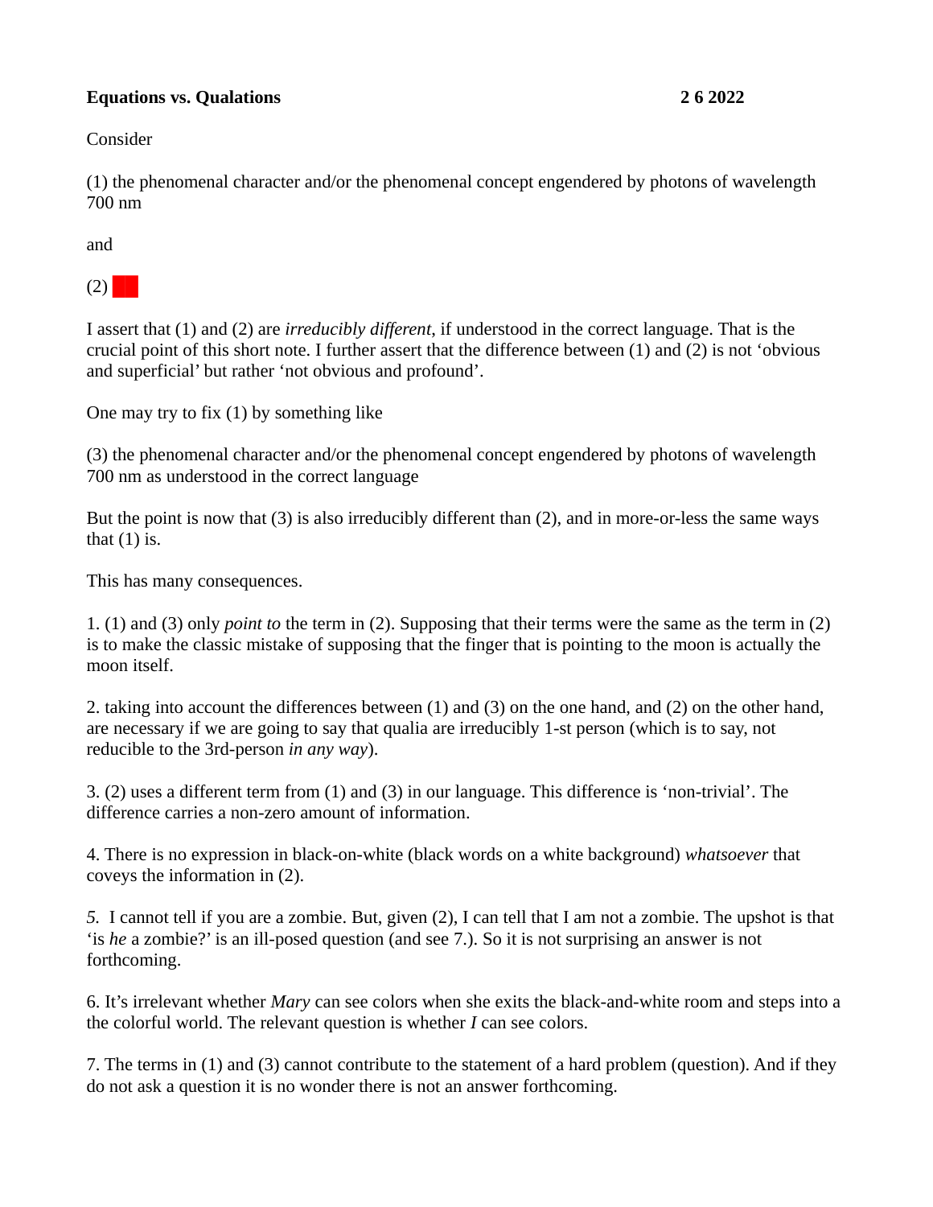**Equations vs. Qualations** **2 6 2022**

Consider

(1) the phenomenal character and/or the phenomenal concept engendered by photons of wavelength 700 nm

and

(2) 🟥

I assert that (1) and (2) are *irreducibly different*, if understood in the correct language. That is the crucial point of this short note. I further assert that the difference between (1) and (2) is not ‘obvious and superficial’ but rather ‘not obvious and profound’.

One may try to fix (1) by something like

(3) the phenomenal character and/or the phenomenal concept engendered by photons of wavelength 700 nm as understood in the correct language

But the point is now that (3) is also irreducibly different than (2), and in more-or-less the same ways that (1) is.

This has many consequences.

1. (1) and (3) only *point to* the term in (2). Supposing that their terms were the same as the term in (2) is to make the classic mistake of supposing that the finger that is pointing to the moon is actually the moon itself.

2. taking into account the differences between (1) and (3) on the one hand, and (2) on the other hand, are necessary if we are going to say that qualia are irreducibly 1-st person (which is to say, not reducible to the 3rd-person *in any way*).

3. (2) uses a different term from (1) and (3) in our language. This difference is ‘non-trivial’. The difference carries a non-zero amount of information.

4. There is no expression in black-on-white (black words on a white background) *whatsoever* that coveys the information in (2).

*5.* I cannot tell if you are a zombie. But, given (2), I can tell that I am not a zombie. The upshot is that ‘is *he* a zombie?’ is an ill-posed question (and see 7.). So it is not surprising an answer is not forthcoming.

6. It’s irrelevant whether *Mary* can see colors when she exits the black-and-white room and steps into a the colorful world. The relevant question is whether *I* can see colors.

7. The terms in (1) and (3) cannot contribute to the statement of a hard problem (question). And if they do not ask a question it is no wonder there is not an answer forthcoming.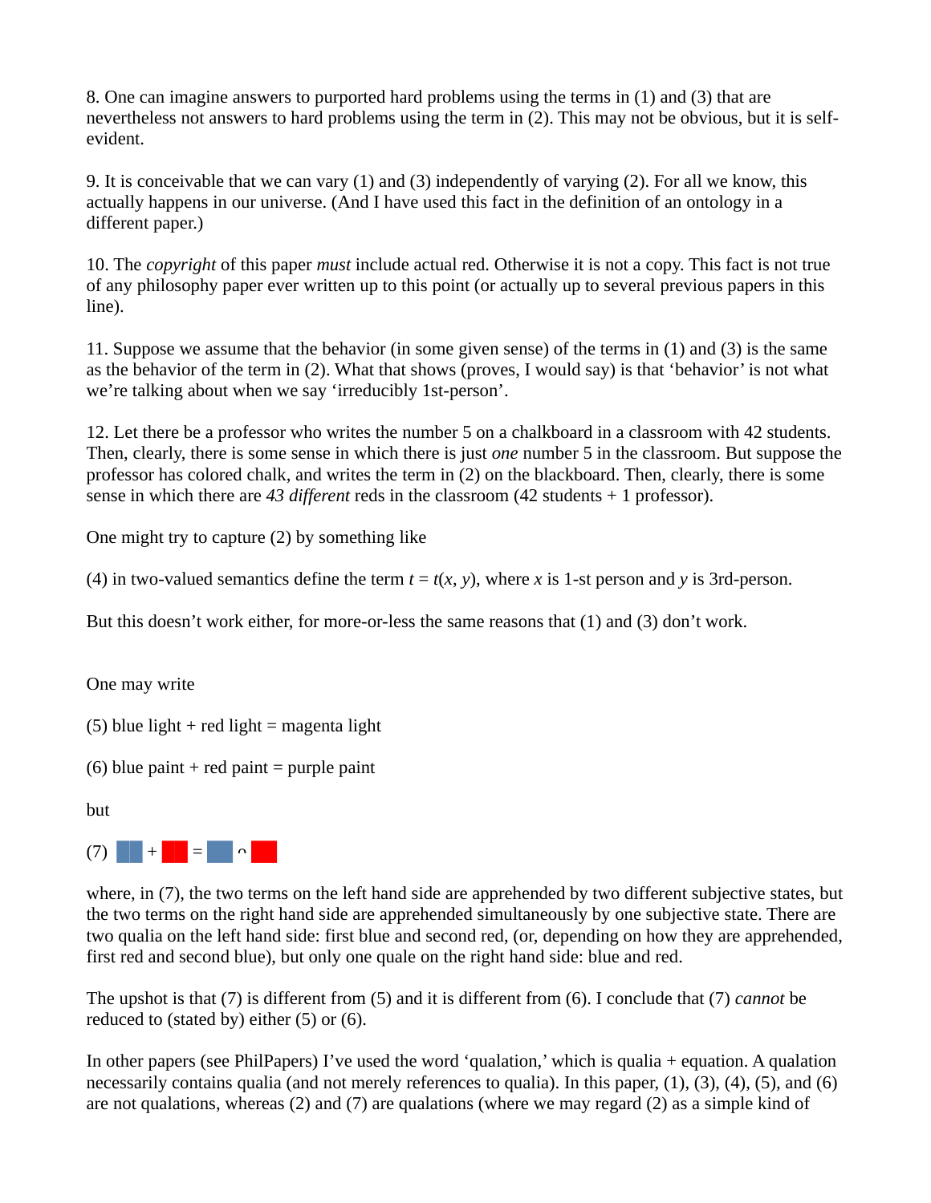8. One can imagine answers to purported hard problems using the terms in (1) and (3) that are nevertheless not answers to hard problems using the term in (2). This may not be obvious, but it is self-evident.

9. It is conceivable that we can vary (1) and (3) independently of varying (2). For all we know, this actually happens in our universe. (And I have used this fact in the definition of an ontology in a different paper.)

10. The *copyright* of this paper *must* include actual red. Otherwise it is not a copy. This fact is not true of any philosophy paper ever written up to this point (or actually up to several previous papers in this line).

11. Suppose we assume that the behavior (in some given sense) of the terms in (1) and (3) is the same as the behavior of the term in (2). What that shows (proves, I would say) is that 'behavior' is not what we're talking about when we say 'irreducibly 1st-person'.

12. Let there be a professor who writes the number 5 on a chalkboard in a classroom with 42 students. Then, clearly, there is some sense in which there is just *one* number 5 in the classroom. But suppose the professor has colored chalk, and writes the term in (2) on the blackboard. Then, clearly, there is some sense in which there are *43 different* reds in the classroom (42 students + 1 professor).

One might try to capture (2) by something like

(4) in two-valued semantics define the term $t = t(x, y)$, where $x$ is 1-st person and $y$ is 3rd-person.

But this doesn't work either, for more-or-less the same reasons that (1) and (3) don't work.

One may write

(5) blue light + red light = magenta light

(6) blue paint + red paint = purple paint

but

(7) 🟦 + 🟥 = 🟦 ∩ 🟥

where, in (7), the two terms on the left hand side are apprehended by two different subjective states, but the two terms on the right hand side are apprehended simultaneously by one subjective state. There are two qualia on the left hand side: first blue and second red, (or, depending on how they are apprehended, first red and second blue), but only one quale on the right hand side: blue and red.

The upshot is that (7) is different from (5) and it is different from (6). I conclude that (7) *cannot* be reduced to (stated by) either (5) or (6).

In other papers (see PhilPapers) I've used the word 'qualation,' which is qualia + equation. A qualation necessarily contains qualia (and not merely references to qualia). In this paper, (1), (3), (4), (5), and (6) are not qualations, whereas (2) and (7) are qualations (where we may regard (2) as a simple kind of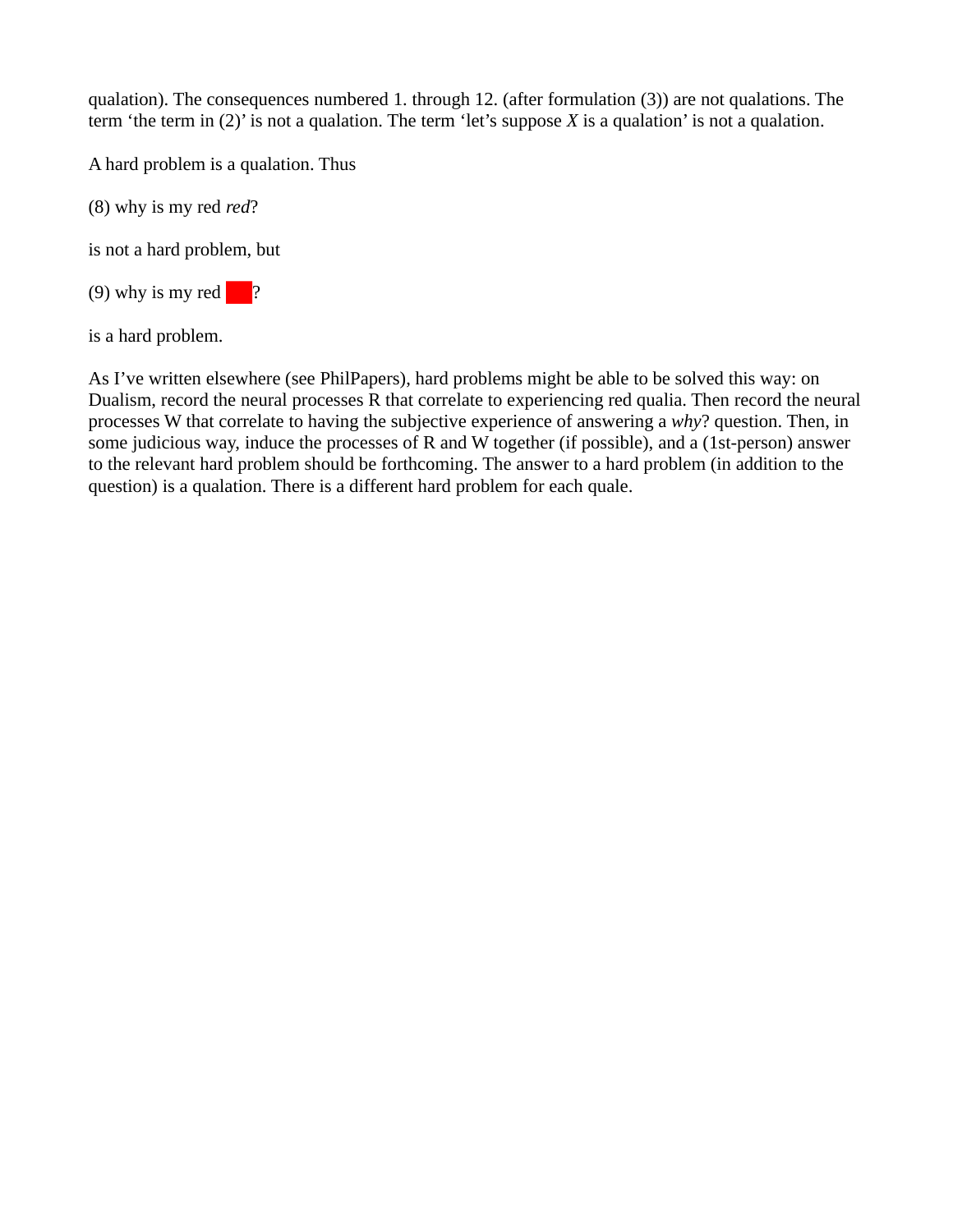qualation). The consequences numbered 1. through 12. (after formulation (3)) are not qualations. The term ‘the term in (2)’ is not a qualation. The term ‘let’s suppose *X* is a qualation’ is not a qualation.

A hard problem is a qualation. Thus

(8) why is my red *red*?

is not a hard problem, but

(9) why is my red ?

is a hard problem.

As I’ve written elsewhere (see PhilPapers), hard problems might be able to be solved this way: on Dualism, record the neural processes R that correlate to experiencing red qualia. Then record the neural processes W that correlate to having the subjective experience of answering a *why*? question. Then, in some judicious way, induce the processes of R and W together (if possible), and a (1st-person) answer to the relevant hard problem should be forthcoming. The answer to a hard problem (in addition to the question) is a qualation. There is a different hard problem for each quale.